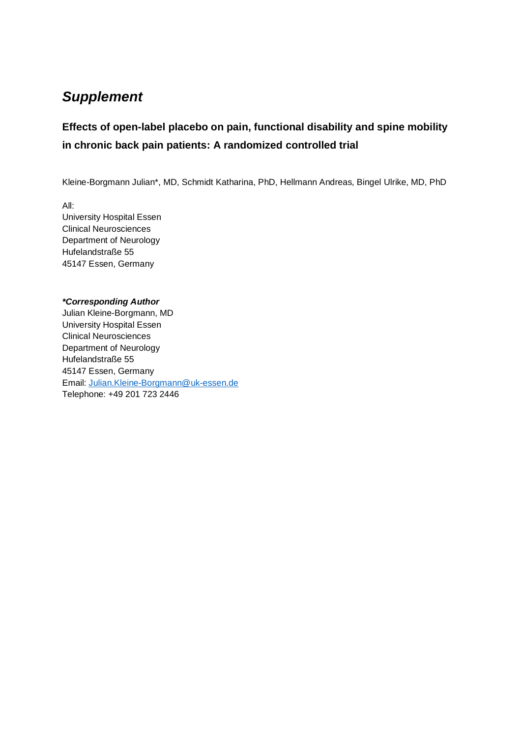# *Supplement*

## Effects of open-label placebo on pain, functional disability and spine mobility in chronic back pain patients: A randomized controlled trial

Kleine-Borgmann Julian*, MD, Schmidt Katharina, PhD, Hellmann Andreas, Bingel Ulrike, MD, PhD

All:
University Hospital Essen
Clinical Neurosciences
Department of Neurology
Hufelandstraße 55
45147 Essen, Germany

***Corresponding Author***
Julian Kleine-Borgmann, MD
University Hospital Essen
Clinical Neurosciences
Department of Neurology
Hufelandstraße 55
45147 Essen, Germany
Email: Julian.Kleine-Borgmann@uk-essen.de
Telephone: +49 201 723 2446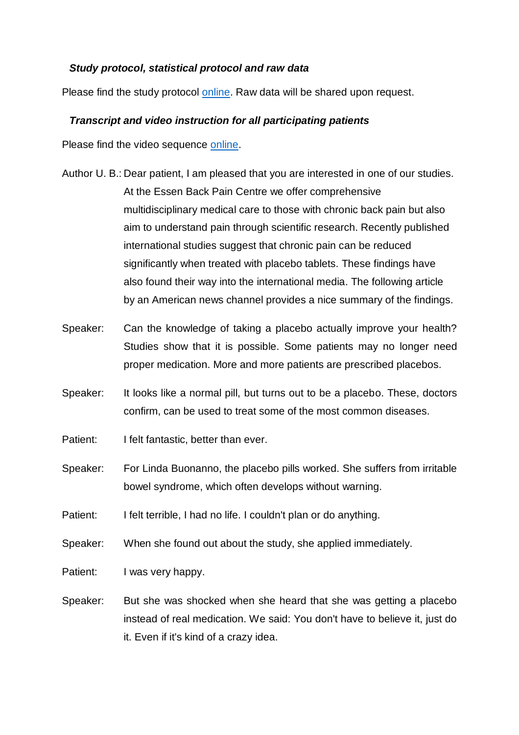### *Study protocol, statistical protocol and raw data*

Please find the study protocol [online](). Raw data will be shared upon request.

### *Transcript and video instruction for all participating patients*

Please find the video sequence [online]().

Author U. B.: Dear patient, I am pleased that you are interested in one of our studies. At the Essen Back Pain Centre we offer comprehensive multidisciplinary medical care to those with chronic back pain but also aim to understand pain through scientific research. Recently published international studies suggest that chronic pain can be reduced significantly when treated with placebo tablets. These findings have also found their way into the international media. The following article by an American news channel provides a nice summary of the findings.

Speaker: Can the knowledge of taking a placebo actually improve your health? Studies show that it is possible. Some patients may no longer need proper medication. More and more patients are prescribed placebos.

Speaker: It looks like a normal pill, but turns out to be a placebo. These, doctors confirm, can be used to treat some of the most common diseases.

Patient: I felt fantastic, better than ever.

Speaker: For Linda Buonanno, the placebo pills worked. She suffers from irritable bowel syndrome, which often develops without warning.

Patient: I felt terrible, I had no life. I couldn't plan or do anything.

Speaker: When she found out about the study, she applied immediately.

Patient: I was very happy.

Speaker: But she was shocked when she heard that she was getting a placebo instead of real medication. We said: You don't have to believe it, just do it. Even if it's kind of a crazy idea.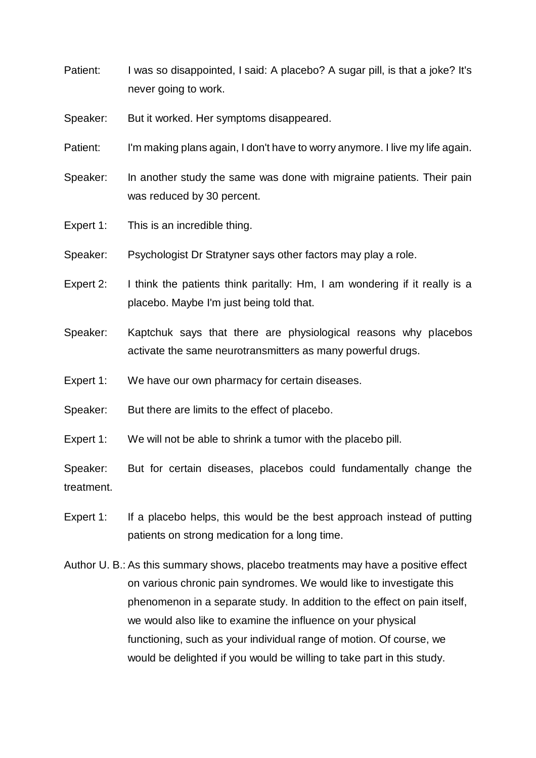Patient: I was so disappointed, I said: A placebo? A sugar pill, is that a joke? It's never going to work.

Speaker: But it worked. Her symptoms disappeared.

Patient: I'm making plans again, I don't have to worry anymore. I live my life again.

Speaker: In another study the same was done with migraine patients. Their pain was reduced by 30 percent.

Expert 1: This is an incredible thing.

Speaker: Psychologist Dr Stratyner says other factors may play a role.

Expert 2: I think the patients think paritally: Hm, I am wondering if it really is a placebo. Maybe I'm just being told that.

Speaker: Kaptchuk says that there are physiological reasons why placebos activate the same neurotransmitters as many powerful drugs.

Expert 1: We have our own pharmacy for certain diseases.

Speaker: But there are limits to the effect of placebo.

Expert 1: We will not be able to shrink a tumor with the placebo pill.

Speaker: But for certain diseases, placebos could fundamentally change the treatment.

Expert 1: If a placebo helps, this would be the best approach instead of putting patients on strong medication for a long time.

Author U. B.: As this summary shows, placebo treatments may have a positive effect on various chronic pain syndromes. We would like to investigate this phenomenon in a separate study. In addition to the effect on pain itself, we would also like to examine the influence on your physical functioning, such as your individual range of motion. Of course, we would be delighted if you would be willing to take part in this study.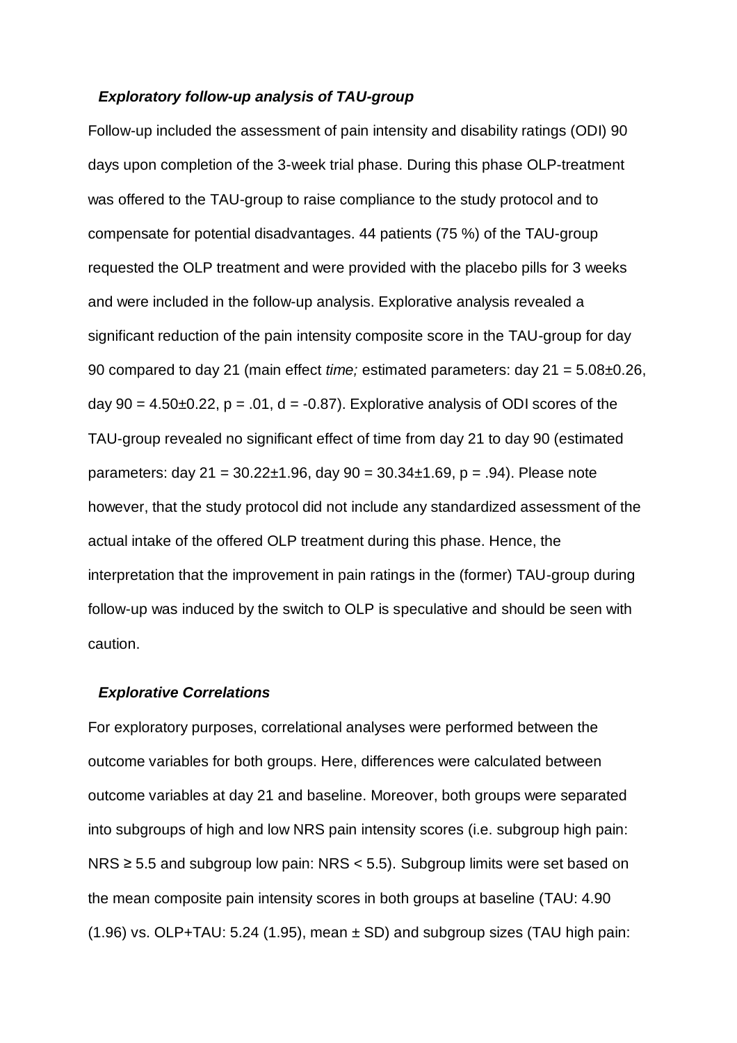### *Exploratory follow-up analysis of TAU-group*

Follow-up included the assessment of pain intensity and disability ratings (ODI) 90 days upon completion of the 3-week trial phase. During this phase OLP-treatment was offered to the TAU-group to raise compliance to the study protocol and to compensate for potential disadvantages. 44 patients (75 %) of the TAU-group requested the OLP treatment and were provided with the placebo pills for 3 weeks and were included in the follow-up analysis. Explorative analysis revealed a significant reduction of the pain intensity composite score in the TAU-group for day 90 compared to day 21 (main effect *time;* estimated parameters: day 21 = 5.08±0.26, day 90 = 4.50±0.22, $p = .01$, $d = -0.87$). Explorative analysis of ODI scores of the TAU-group revealed no significant effect of time from day 21 to day 90 (estimated parameters: day 21 = 30.22±1.96, day 90 = 30.34±1.69, $p = .94$). Please note however, that the study protocol did not include any standardized assessment of the actual intake of the offered OLP treatment during this phase. Hence, the interpretation that the improvement in pain ratings in the (former) TAU-group during follow-up was induced by the switch to OLP is speculative and should be seen with caution.

### *Explorative Correlations*

For exploratory purposes, correlational analyses were performed between the outcome variables for both groups. Here, differences were calculated between outcome variables at day 21 and baseline. Moreover, both groups were separated into subgroups of high and low NRS pain intensity scores (i.e. subgroup high pain: NRS ≥ 5.5 and subgroup low pain: NRS < 5.5). Subgroup limits were set based on the mean composite pain intensity scores in both groups at baseline (TAU: 4.90 (1.96) vs. OLP+TAU: 5.24 (1.95), mean ± SD) and subgroup sizes (TAU high pain: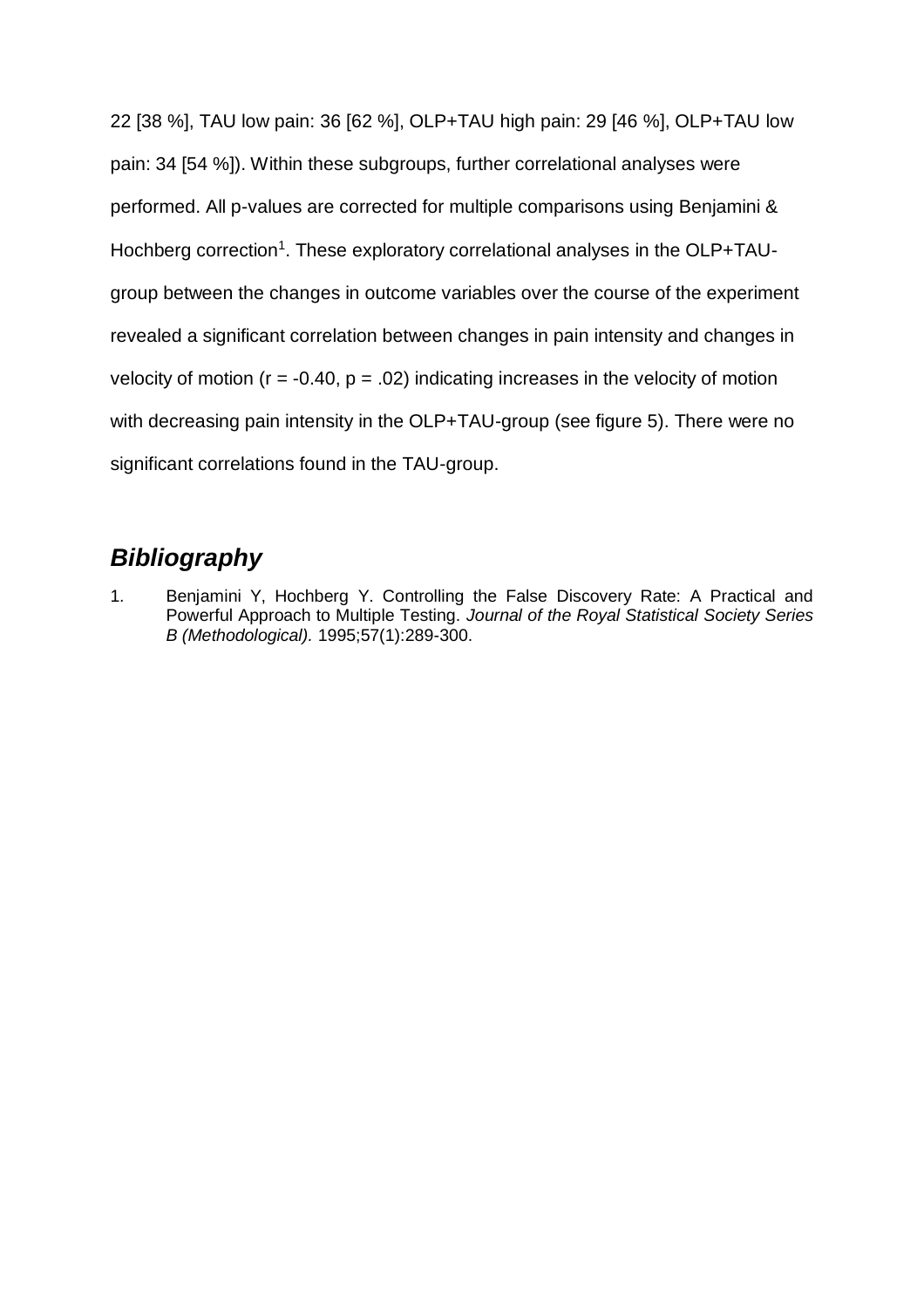22 [38 %], TAU low pain: 36 [62 %], OLP+TAU high pain: 29 [46 %], OLP+TAU low pain: 34 [54 %]). Within these subgroups, further correlational analyses were performed. All p-values are corrected for multiple comparisons using Benjamini & Hochberg correction[1]. These exploratory correlational analyses in the OLP+TAU-group between the changes in outcome variables over the course of the experiment revealed a significant correlation between changes in pain intensity and changes in velocity of motion ($r = -0.40$, $p = .02$) indicating increases in the velocity of motion with decreasing pain intensity in the OLP+TAU-group (see figure 5). There were no significant correlations found in the TAU-group.

## ***Bibliography***

1. Benjamini Y, Hochberg Y. Controlling the False Discovery Rate: A Practical and Powerful Approach to Multiple Testing. *Journal of the Royal Statistical Society Series B (Methodological).* 1995;57(1):289-300.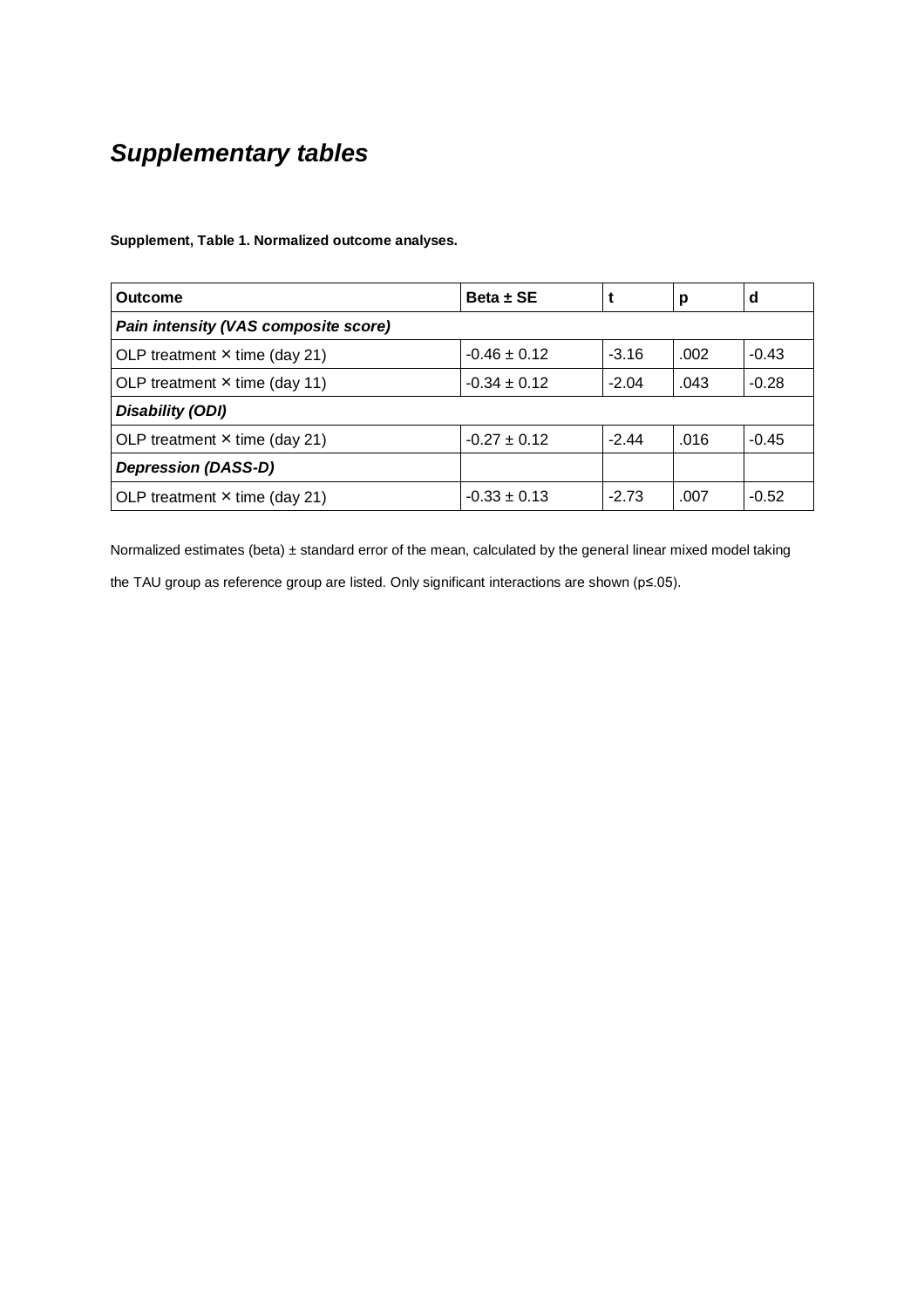# *Supplementary tables*

**Supplement, Table 1. Normalized outcome analyses.**

| Outcome | Beta ± SE | t | p | d |
|---|---|---|---|---|
| ***Pain intensity (VAS composite score)*** | | | | |
| OLP treatment × time (day 21) | -0.46 ± 0.12 | -3.16 | .002 | -0.43 |
| OLP treatment × time (day 11) | -0.34 ± 0.12 | -2.04 | .043 | -0.28 |
| ***Disability (ODI)*** | | | | |
| OLP treatment × time (day 21) | -0.27 ± 0.12 | -2.44 | .016 | -0.45 |
| ***Depression (DASS-D)*** | | | | |
| OLP treatment × time (day 21) | -0.33 ± 0.13 | -2.73 | .007 | -0.52 |

Normalized estimates (beta) ± standard error of the mean, calculated by the general linear mixed model taking the TAU group as reference group are listed. Only significant interactions are shown ($p \leq .05$).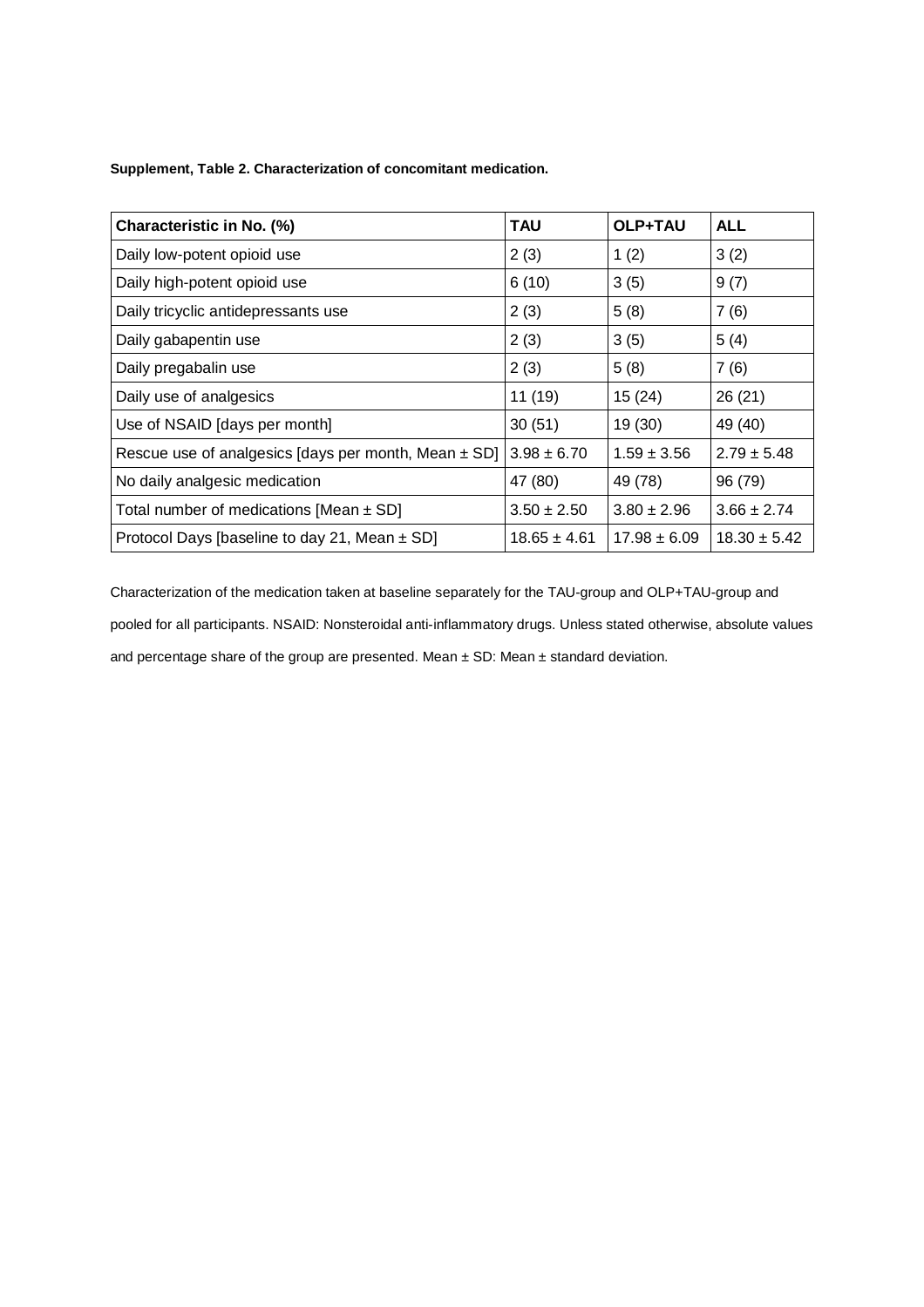**Supplement, Table 2. Characterization of concomitant medication.**

| Characteristic in No. (%) | TAU | OLP+TAU | ALL |
|---|---|---|---|
| Daily low-potent opioid use | 2 (3) | 1 (2) | 3 (2) |
| Daily high-potent opioid use | 6 (10) | 3 (5) | 9 (7) |
| Daily tricyclic antidepressants use | 2 (3) | 5 (8) | 7 (6) |
| Daily gabapentin use | 2 (3) | 3 (5) | 5 (4) |
| Daily pregabalin use | 2 (3) | 5 (8) | 7 (6) |
| Daily use of analgesics | 11 (19) | 15 (24) | 26 (21) |
| Use of NSAID [days per month] | 30 (51) | 19 (30) | 49 (40) |
| Rescue use of analgesics [days per month, Mean ± SD] | 3.98 ± 6.70 | 1.59 ± 3.56 | 2.79 ± 5.48 |
| No daily analgesic medication | 47 (80) | 49 (78) | 96 (79) |
| Total number of medications [Mean ± SD] | 3.50 ± 2.50 | 3.80 ± 2.96 | 3.66 ± 2.74 |
| Protocol Days [baseline to day 21, Mean ± SD] | 18.65 ± 4.61 | 17.98 ± 6.09 | 18.30 ± 5.42 |

Characterization of the medication taken at baseline separately for the TAU-group and OLP+TAU-group and pooled for all participants. NSAID: Nonsteroidal anti-inflammatory drugs. Unless stated otherwise, absolute values and percentage share of the group are presented. Mean ± SD: Mean ± standard deviation.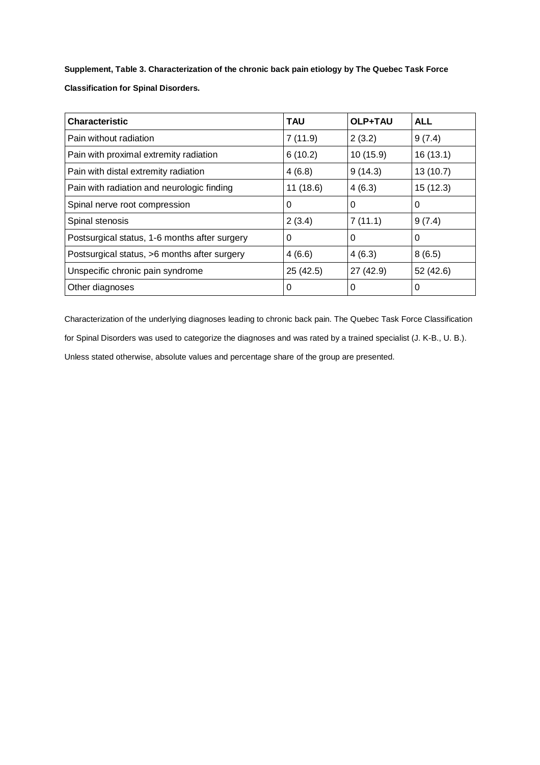**Supplement, Table 3. Characterization of the chronic back pain etiology by The Quebec Task Force Classification for Spinal Disorders.**

| Characteristic | TAU | OLP+TAU | ALL |
|---|---|---|---|
| Pain without radiation | 7 (11.9) | 2 (3.2) | 9 (7.4) |
| Pain with proximal extremity radiation | 6 (10.2) | 10 (15.9) | 16 (13.1) |
| Pain with distal extremity radiation | 4 (6.8) | 9 (14.3) | 13 (10.7) |
| Pain with radiation and neurologic finding | 11 (18.6) | 4 (6.3) | 15 (12.3) |
| Spinal nerve root compression | 0 | 0 | 0 |
| Spinal stenosis | 2 (3.4) | 7 (11.1) | 9 (7.4) |
| Postsurgical status, 1-6 months after surgery | 0 | 0 | 0 |
| Postsurgical status, >6 months after surgery | 4 (6.6) | 4 (6.3) | 8 (6.5) |
| Unspecific chronic pain syndrome | 25 (42.5) | 27 (42.9) | 52 (42.6) |
| Other diagnoses | 0 | 0 | 0 |

Characterization of the underlying diagnoses leading to chronic back pain. The Quebec Task Force Classification for Spinal Disorders was used to categorize the diagnoses and was rated by a trained specialist (J. K-B., U. B.). Unless stated otherwise, absolute values and percentage share of the group are presented.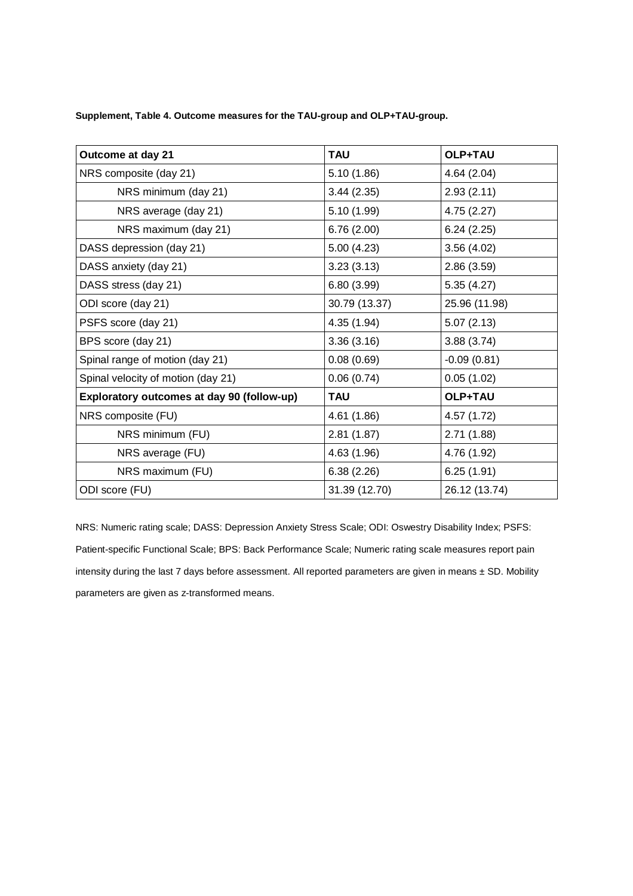**Supplement, Table 4. Outcome measures for the TAU-group and OLP+TAU-group.**

| **Outcome at day 21** | **TAU** | **OLP+TAU** |
|---|---|---|
| NRS composite (day 21) | 5.10 (1.86) | 4.64 (2.04) |
| NRS minimum (day 21) | 3.44 (2.35) | 2.93 (2.11) |
| NRS average (day 21) | 5.10 (1.99) | 4.75 (2.27) |
| NRS maximum (day 21) | 6.76 (2.00) | 6.24 (2.25) |
| DASS depression (day 21) | 5.00 (4.23) | 3.56 (4.02) |
| DASS anxiety (day 21) | 3.23 (3.13) | 2.86 (3.59) |
| DASS stress (day 21) | 6.80 (3.99) | 5.35 (4.27) |
| ODI score (day 21) | 30.79 (13.37) | 25.96 (11.98) |
| PSFS score (day 21) | 4.35 (1.94) | 5.07 (2.13) |
| BPS score (day 21) | 3.36 (3.16) | 3.88 (3.74) |
| Spinal range of motion (day 21) | 0.08 (0.69) | -0.09 (0.81) |
| Spinal velocity of motion (day 21) | 0.06 (0.74) | 0.05 (1.02) |
| **Exploratory outcomes at day 90 (follow-up)** | **TAU** | **OLP+TAU** |
| NRS composite (FU) | 4.61 (1.86) | 4.57 (1.72) |
| NRS minimum (FU) | 2.81 (1.87) | 2.71 (1.88) |
| NRS average (FU) | 4.63 (1.96) | 4.76 (1.92) |
| NRS maximum (FU) | 6.38 (2.26) | 6.25 (1.91) |
| ODI score (FU) | 31.39 (12.70) | 26.12 (13.74) |

NRS: Numeric rating scale; DASS: Depression Anxiety Stress Scale; ODI: Oswestry Disability Index; PSFS: Patient-specific Functional Scale; BPS: Back Performance Scale; Numeric rating scale measures report pain intensity during the last 7 days before assessment. All reported parameters are given in means ± SD. Mobility parameters are given as z-transformed means.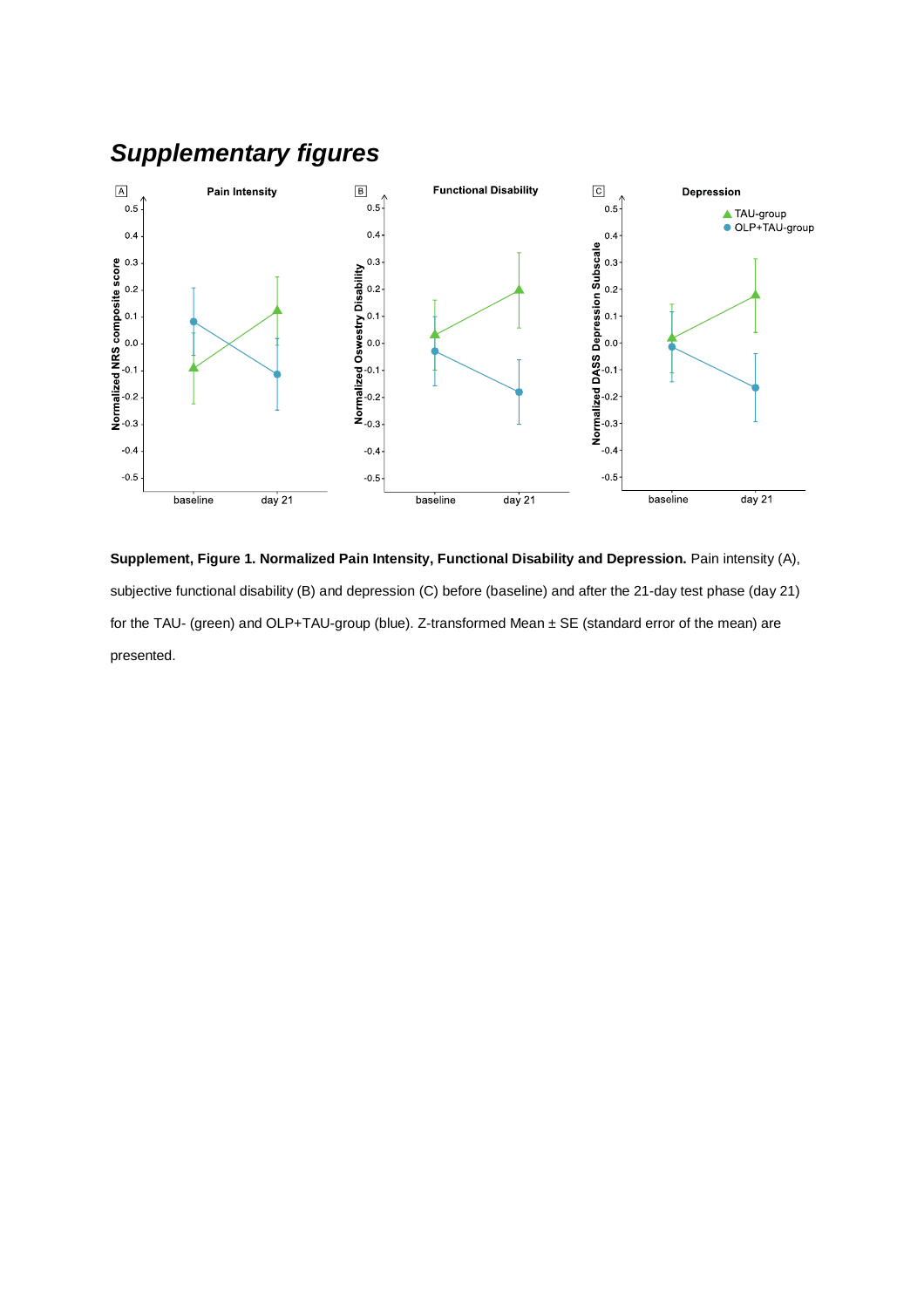# *Supplementary figures*

**Supplement, Figure 1. Normalized Pain Intensity, Functional Disability and Depression.** Pain intensity (A), subjective functional disability (B) and depression (C) before (baseline) and after the 21-day test phase (day 21) for the TAU- (green) and OLP+TAU-group (blue). Z-transformed Mean ± SE (standard error of the mean) are presented.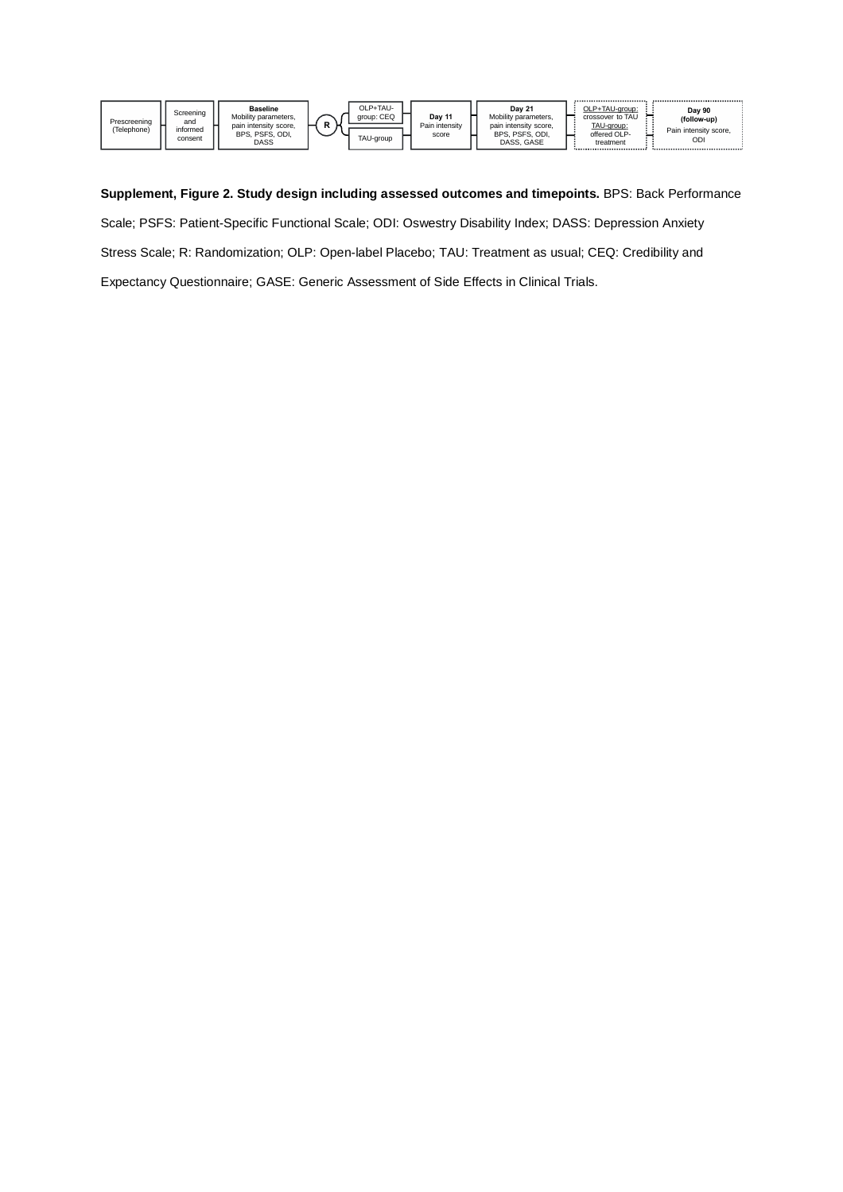Prescreening (Telephone) → Screening and informed consent → **Baseline** Mobility parameters, pain intensity score, BPS, PSFS, ODI, DASS → R → OLP+TAU-group: CEQ / TAU-group → **Day 11** Pain intensity score → **Day 21** Mobility parameters, pain intensity score, BPS, PSFS, ODI, DASS, GASE → OLP+TAU-group: crossover to TAU / TAU-group: offered OLP-treatment → **Day 90 (follow-up)** Pain intensity score, ODI

**Supplement, Figure 2. Study design including assessed outcomes and timepoints.** BPS: Back Performance Scale; PSFS: Patient-Specific Functional Scale; ODI: Oswestry Disability Index; DASS: Depression Anxiety Stress Scale; R: Randomization; OLP: Open-label Placebo; TAU: Treatment as usual; CEQ: Credibility and Expectancy Questionnaire; GASE: Generic Assessment of Side Effects in Clinical Trials.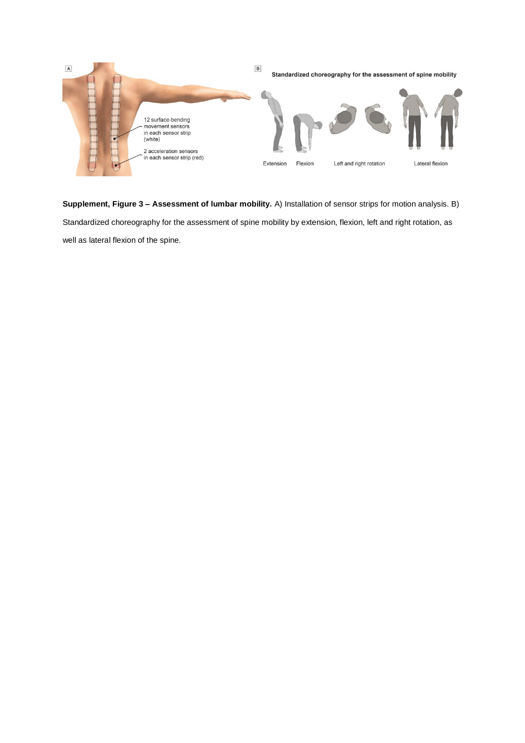**Supplement, Figure 3 – Assessment of lumbar mobility.** A) Installation of sensor strips for motion analysis. B) Standardized choreography for the assessment of spine mobility by extension, flexion, left and right rotation, as well as lateral flexion of the spine.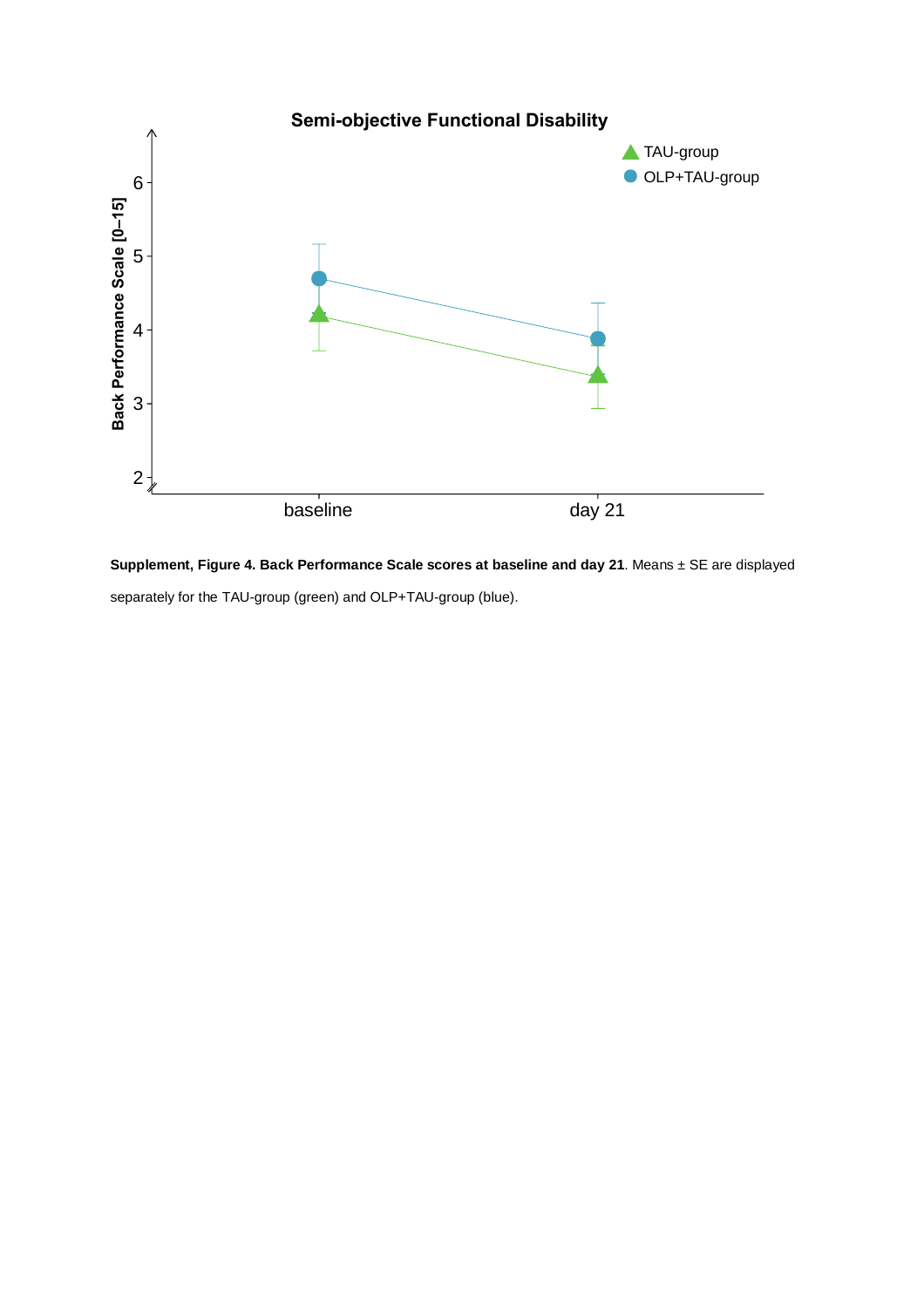**Supplement, Figure 4. Back Performance Scale scores at baseline and day 21**. Means ± SE are displayed separately for the TAU-group (green) and OLP+TAU-group (blue).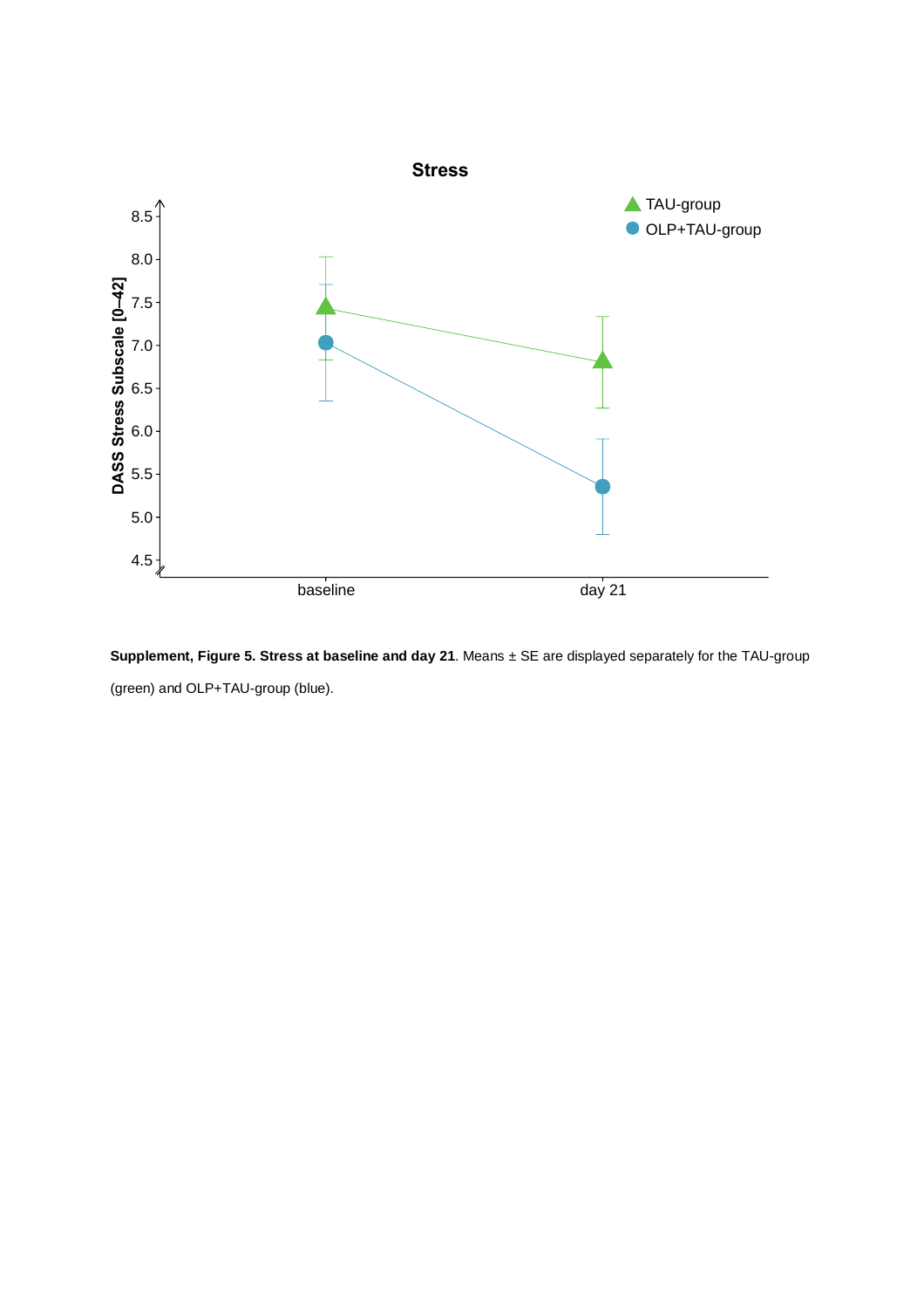**Supplement, Figure 5. Stress at baseline and day 21**. Means ± SE are displayed separately for the TAU-group (green) and OLP+TAU-group (blue).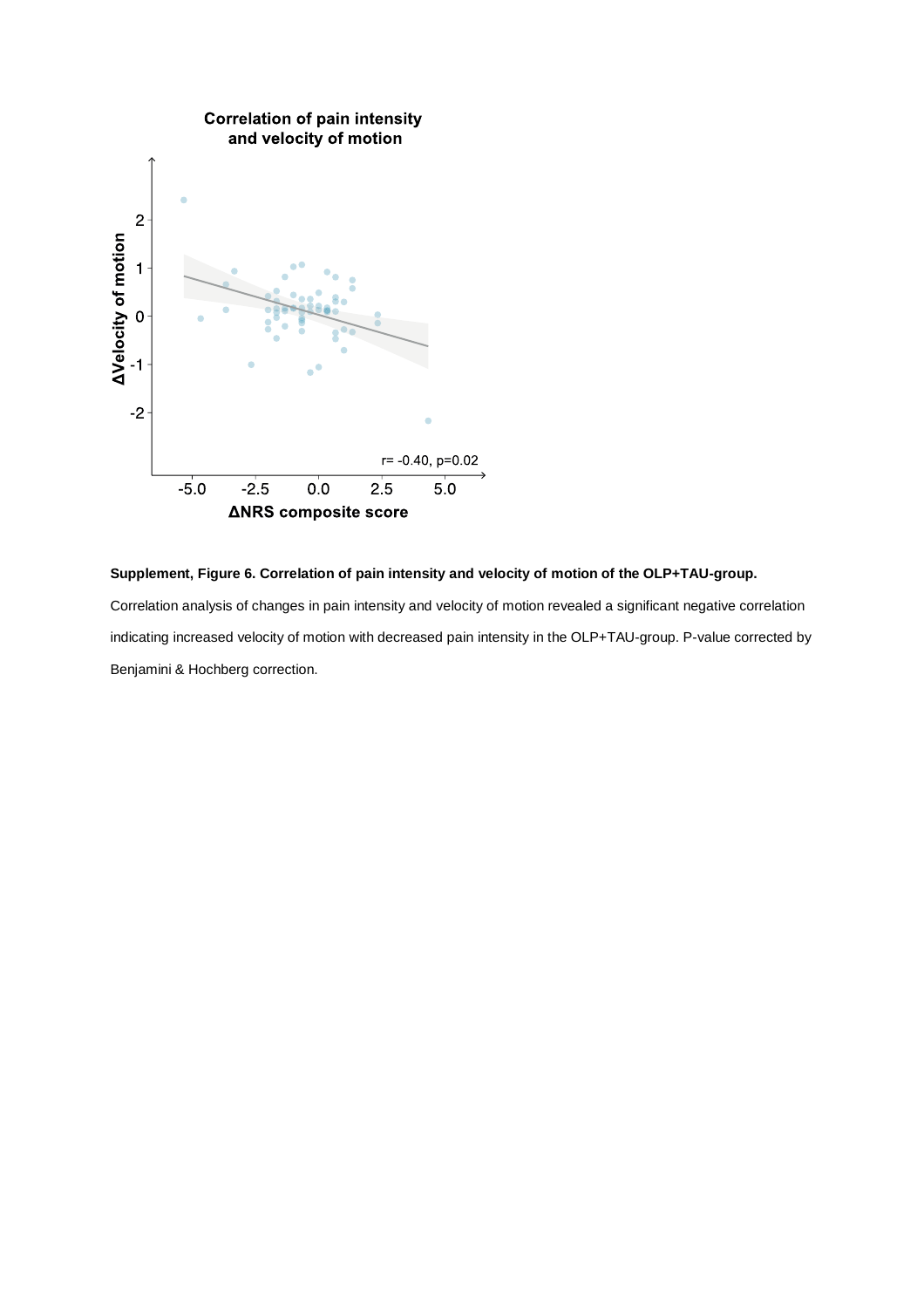Correlation of pain intensity
and velocity of motion

ΔVelocity of motion

2
1
0
-1
-2

-5.0
-2.5
0.0
2.5
5.0

ΔNRS composite score

r= -0.40, p=0.02

**Supplement, Figure 6. Correlation of pain intensity and velocity of motion of the OLP+TAU-group.**

Correlation analysis of changes in pain intensity and velocity of motion revealed a significant negative correlation indicating increased velocity of motion with decreased pain intensity in the OLP+TAU-group. P-value corrected by Benjamini & Hochberg correction.